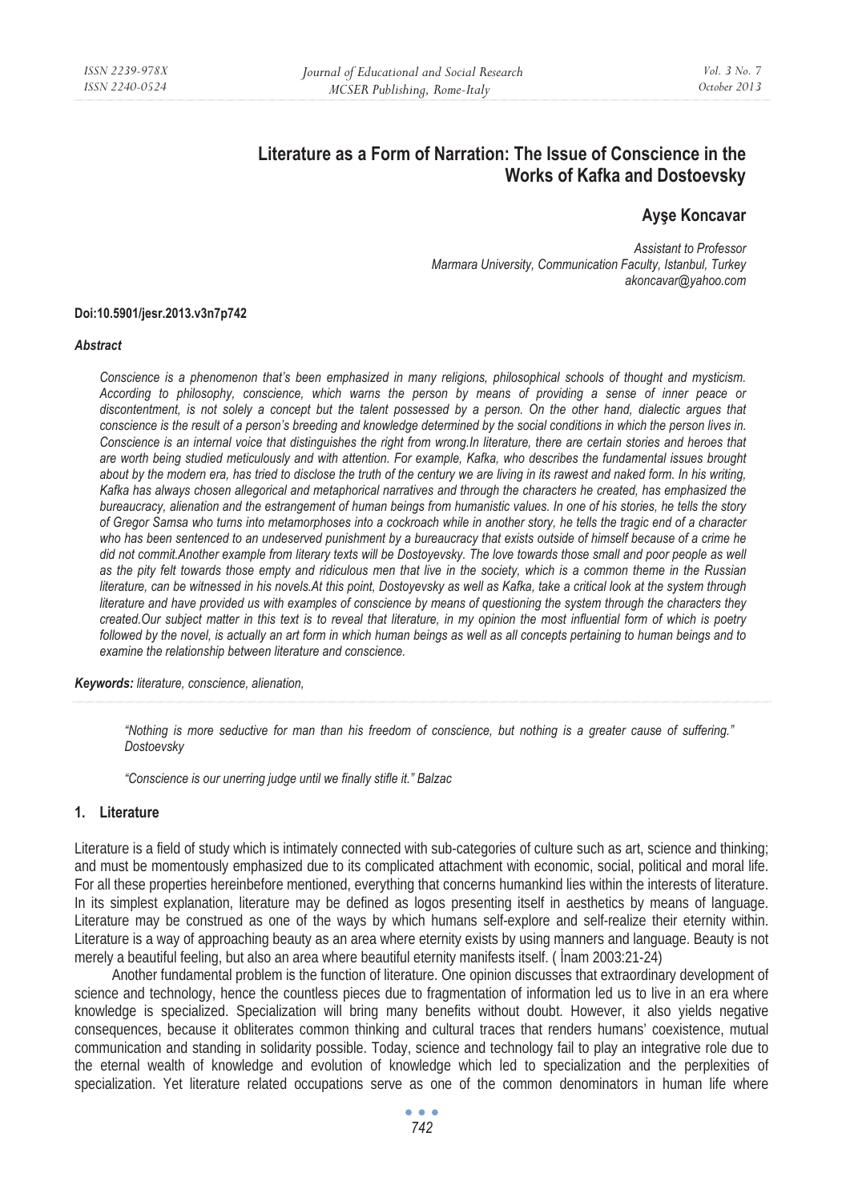# Literature as a Form of Narration: The Issue of Conscience in the Works of Kafka and Dostoevsky

**Ayşe Koncavar**

*Assistant to Professor*
*Marmara University, Communication Faculty, Istanbul, Turkey*
*akoncavar@yahoo.com*

**Doi:10.5901/jesr.2013.v3n7p742**

***Abstract***

*Conscience is a phenomenon that's been emphasized in many religions, philosophical schools of thought and mysticism. According to philosophy, conscience, which warns the person by means of providing a sense of inner peace or discontentment, is not solely a concept but the talent possessed by a person. On the other hand, dialectic argues that conscience is the result of a person's breeding and knowledge determined by the social conditions in which the person lives in. Conscience is an internal voice that distinguishes the right from wrong.In literature, there are certain stories and heroes that are worth being studied meticulously and with attention. For example, Kafka, who describes the fundamental issues brought about by the modern era, has tried to disclose the truth of the century we are living in its rawest and naked form. In his writing, Kafka has always chosen allegorical and metaphorical narratives and through the characters he created, has emphasized the bureaucracy, alienation and the estrangement of human beings from humanistic values. In one of his stories, he tells the story of Gregor Samsa who turns into metamorphoses into a cockroach while in another story, he tells the tragic end of a character who has been sentenced to an undeserved punishment by a bureaucracy that exists outside of himself because of a crime he did not commit.Another example from literary texts will be Dostoyevsky. The love towards those small and poor people as well as the pity felt towards those empty and ridiculous men that live in the society, which is a common theme in the Russian literature, can be witnessed in his novels.At this point, Dostoyevsky as well as Kafka, take a critical look at the system through literature and have provided us with examples of conscience by means of questioning the system through the characters they created.Our subject matter in this text is to reveal that literature, in my opinion the most influential form of which is poetry followed by the novel, is actually an art form in which human beings as well as all concepts pertaining to human beings and to examine the relationship between literature and conscience.*

***Keywords:*** *literature, conscience, alienation,*

> *"Nothing is more seductive for man than his freedom of conscience, but nothing is a greater cause of suffering." Dostoevsky*
>
> *"Conscience is our unerring judge until we finally stifle it." Balzac*

## 1. Literature

Literature is a field of study which is intimately connected with sub-categories of culture such as art, science and thinking; and must be momentously emphasized due to its complicated attachment with economic, social, political and moral life. For all these properties hereinbefore mentioned, everything that concerns humankind lies within the interests of literature. In its simplest explanation, literature may be defined as logos presenting itself in aesthetics by means of language. Literature may be construed as one of the ways by which humans self-explore and self-realize their eternity within. Literature is a way of approaching beauty as an area where eternity exists by using manners and language. Beauty is not merely a beautiful feeling, but also an area where beautiful eternity manifests itself. ( İnam 2003:21-24)

Another fundamental problem is the function of literature. One opinion discusses that extraordinary development of science and technology, hence the countless pieces due to fragmentation of information led us to live in an era where knowledge is specialized. Specialization will bring many benefits without doubt. However, it also yields negative consequences, because it obliterates common thinking and cultural traces that renders humans' coexistence, mutual communication and standing in solidarity possible. Today, science and technology fail to play an integrative role due to the eternal wealth of knowledge and evolution of knowledge which led to specialization and the perplexities of specialization. Yet literature related occupations serve as one of the common denominators in human life where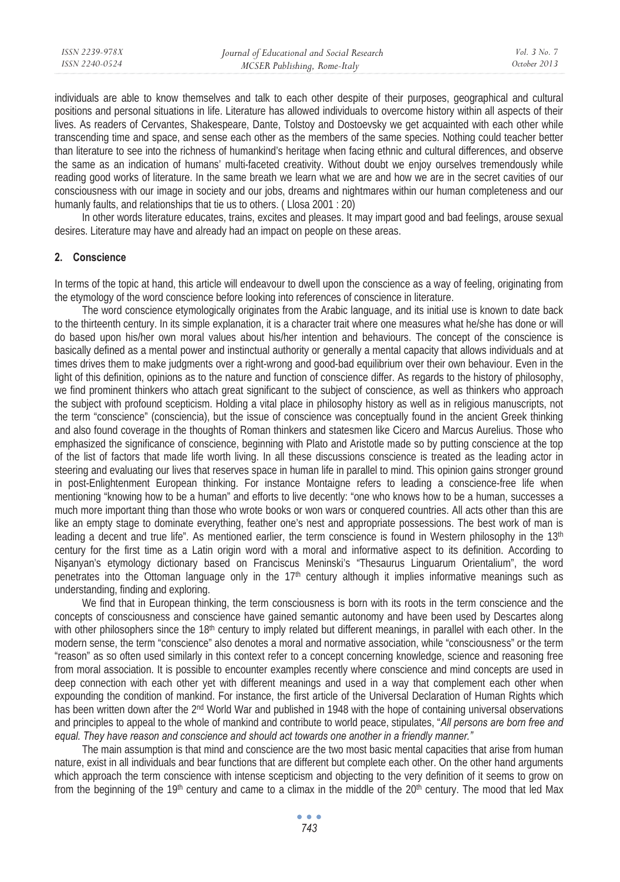individuals are able to know themselves and talk to each other despite of their purposes, geographical and cultural positions and personal situations in life. Literature has allowed individuals to overcome history within all aspects of their lives. As readers of Cervantes, Shakespeare, Dante, Tolstoy and Dostoevsky we get acquainted with each other while transcending time and space, and sense each other as the members of the same species. Nothing could teacher better than literature to see into the richness of humankind's heritage when facing ethnic and cultural differences, and observe the same as an indication of humans' multi-faceted creativity. Without doubt we enjoy ourselves tremendously while reading good works of literature. In the same breath we learn what we are and how we are in the secret cavities of our consciousness with our image in society and our jobs, dreams and nightmares within our human completeness and our humanly faults, and relationships that tie us to others. ( Llosa 2001 : 20)

In other words literature educates, trains, excites and pleases. It may impart good and bad feelings, arouse sexual desires. Literature may have and already had an impact on people on these areas.

## 2. Conscience

In terms of the topic at hand, this article will endeavour to dwell upon the conscience as a way of feeling, originating from the etymology of the word conscience before looking into references of conscience in literature.

The word conscience etymologically originates from the Arabic language, and its initial use is known to date back to the thirteenth century. In its simple explanation, it is a character trait where one measures what he/she has done or will do based upon his/her own moral values about his/her intention and behaviours. The concept of the conscience is basically defined as a mental power and instinctual authority or generally a mental capacity that allows individuals and at times drives them to make judgments over a right-wrong and good-bad equilibrium over their own behaviour. Even in the light of this definition, opinions as to the nature and function of conscience differ. As regards to the history of philosophy, we find prominent thinkers who attach great significant to the subject of conscience, as well as thinkers who approach the subject with profound scepticism. Holding a vital place in philosophy history as well as in religious manuscripts, not the term "conscience" (consciencia), but the issue of conscience was conceptually found in the ancient Greek thinking and also found coverage in the thoughts of Roman thinkers and statesmen like Cicero and Marcus Aurelius. Those who emphasized the significance of conscience, beginning with Plato and Aristotle made so by putting conscience at the top of the list of factors that made life worth living. In all these discussions conscience is treated as the leading actor in steering and evaluating our lives that reserves space in human life in parallel to mind. This opinion gains stronger ground in post-Enlightenment European thinking. For instance Montaigne refers to leading a conscience-free life when mentioning "knowing how to be a human" and efforts to live decently: "one who knows how to be a human, successes a much more important thing than those who wrote books or won wars or conquered countries. All acts other than this are like an empty stage to dominate everything, feather one's nest and appropriate possessions. The best work of man is leading a decent and true life". As mentioned earlier, the term conscience is found in Western philosophy in the 13th century for the first time as a Latin origin word with a moral and informative aspect to its definition. According to Nişanyan's etymology dictionary based on Franciscus Meninski's "Thesaurus Linguarum Orientalium", the word penetrates into the Ottoman language only in the 17th century although it implies informative meanings such as understanding, finding and exploring.

We find that in European thinking, the term consciousness is born with its roots in the term conscience and the concepts of consciousness and conscience have gained semantic autonomy and have been used by Descartes along with other philosophers since the 18th century to imply related but different meanings, in parallel with each other. In the modern sense, the term "conscience" also denotes a moral and normative association, while "consciousness" or the term "reason" as so often used similarly in this context refer to a concept concerning knowledge, science and reasoning free from moral association. It is possible to encounter examples recently where conscience and mind concepts are used in deep connection with each other yet with different meanings and used in a way that complement each other when expounding the condition of mankind. For instance, the first article of the Universal Declaration of Human Rights which has been written down after the 2nd World War and published in 1948 with the hope of containing universal observations and principles to appeal to the whole of mankind and contribute to world peace, stipulates, "*All persons are born free and equal. They have reason and conscience and should act towards one another in a friendly manner."*

The main assumption is that mind and conscience are the two most basic mental capacities that arise from human nature, exist in all individuals and bear functions that are different but complete each other. On the other hand arguments which approach the term conscience with intense scepticism and objecting to the very definition of it seems to grow on from the beginning of the 19th century and came to a climax in the middle of the 20th century. The mood that led Max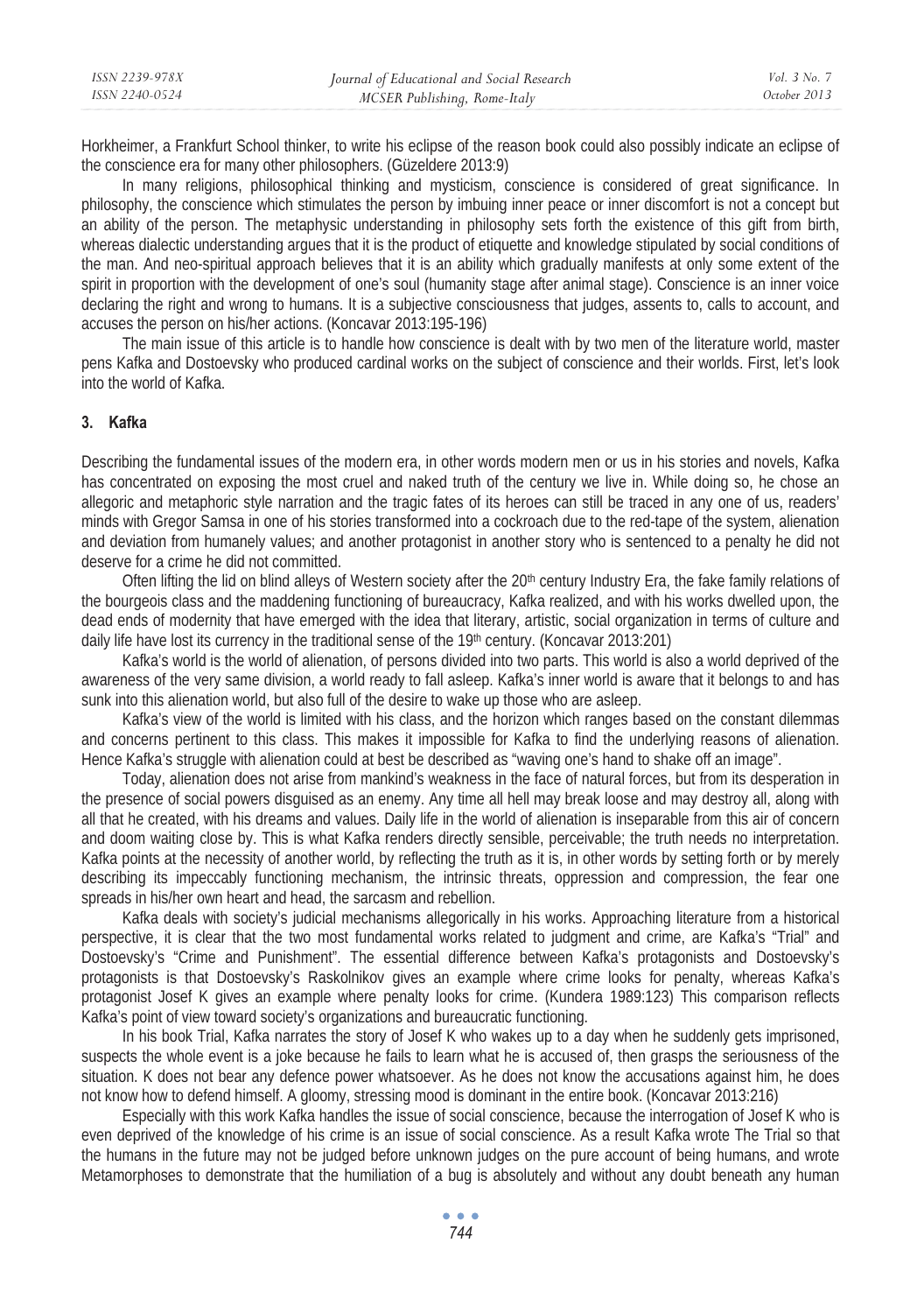Horkheimer, a Frankfurt School thinker, to write his eclipse of the reason book could also possibly indicate an eclipse of the conscience era for many other philosophers. (Güzeldere 2013:9)

In many religions, philosophical thinking and mysticism, conscience is considered of great significance. In philosophy, the conscience which stimulates the person by imbuing inner peace or inner discomfort is not a concept but an ability of the person. The metaphysic understanding in philosophy sets forth the existence of this gift from birth, whereas dialectic understanding argues that it is the product of etiquette and knowledge stipulated by social conditions of the man. And neo-spiritual approach believes that it is an ability which gradually manifests at only some extent of the spirit in proportion with the development of one's soul (humanity stage after animal stage). Conscience is an inner voice declaring the right and wrong to humans. It is a subjective consciousness that judges, assents to, calls to account, and accuses the person on his/her actions. (Koncavar 2013:195-196)

The main issue of this article is to handle how conscience is dealt with by two men of the literature world, master pens Kafka and Dostoevsky who produced cardinal works on the subject of conscience and their worlds. First, let's look into the world of Kafka.

## 3. Kafka

Describing the fundamental issues of the modern era, in other words modern men or us in his stories and novels, Kafka has concentrated on exposing the most cruel and naked truth of the century we live in. While doing so, he chose an allegoric and metaphoric style narration and the tragic fates of its heroes can still be traced in any one of us, readers' minds with Gregor Samsa in one of his stories transformed into a cockroach due to the red-tape of the system, alienation and deviation from humanely values; and another protagonist in another story who is sentenced to a penalty he did not deserve for a crime he did not committed.

Often lifting the lid on blind alleys of Western society after the 20th century Industry Era, the fake family relations of the bourgeois class and the maddening functioning of bureaucracy, Kafka realized, and with his works dwelled upon, the dead ends of modernity that have emerged with the idea that literary, artistic, social organization in terms of culture and daily life have lost its currency in the traditional sense of the 19th century. (Koncavar 2013:201)

Kafka's world is the world of alienation, of persons divided into two parts. This world is also a world deprived of the awareness of the very same division, a world ready to fall asleep. Kafka's inner world is aware that it belongs to and has sunk into this alienation world, but also full of the desire to wake up those who are asleep.

Kafka's view of the world is limited with his class, and the horizon which ranges based on the constant dilemmas and concerns pertinent to this class. This makes it impossible for Kafka to find the underlying reasons of alienation. Hence Kafka's struggle with alienation could at best be described as "waving one's hand to shake off an image".

Today, alienation does not arise from mankind's weakness in the face of natural forces, but from its desperation in the presence of social powers disguised as an enemy. Any time all hell may break loose and may destroy all, along with all that he created, with his dreams and values. Daily life in the world of alienation is inseparable from this air of concern and doom waiting close by. This is what Kafka renders directly sensible, perceivable; the truth needs no interpretation. Kafka points at the necessity of another world, by reflecting the truth as it is, in other words by setting forth or by merely describing its impeccably functioning mechanism, the intrinsic threats, oppression and compression, the fear one spreads in his/her own heart and head, the sarcasm and rebellion.

Kafka deals with society's judicial mechanisms allegorically in his works. Approaching literature from a historical perspective, it is clear that the two most fundamental works related to judgment and crime, are Kafka's "Trial" and Dostoevsky's "Crime and Punishment". The essential difference between Kafka's protagonists and Dostoevsky's protagonists is that Dostoevsky's Raskolnikov gives an example where crime looks for penalty, whereas Kafka's protagonist Josef K gives an example where penalty looks for crime. (Kundera 1989:123) This comparison reflects Kafka's point of view toward society's organizations and bureaucratic functioning.

In his book Trial, Kafka narrates the story of Josef K who wakes up to a day when he suddenly gets imprisoned, suspects the whole event is a joke because he fails to learn what he is accused of, then grasps the seriousness of the situation. K does not bear any defence power whatsoever. As he does not know the accusations against him, he does not know how to defend himself. A gloomy, stressing mood is dominant in the entire book. (Koncavar 2013:216)

Especially with this work Kafka handles the issue of social conscience, because the interrogation of Josef K who is even deprived of the knowledge of his crime is an issue of social conscience. As a result Kafka wrote The Trial so that the humans in the future may not be judged before unknown judges on the pure account of being humans, and wrote Metamorphoses to demonstrate that the humiliation of a bug is absolutely and without any doubt beneath any human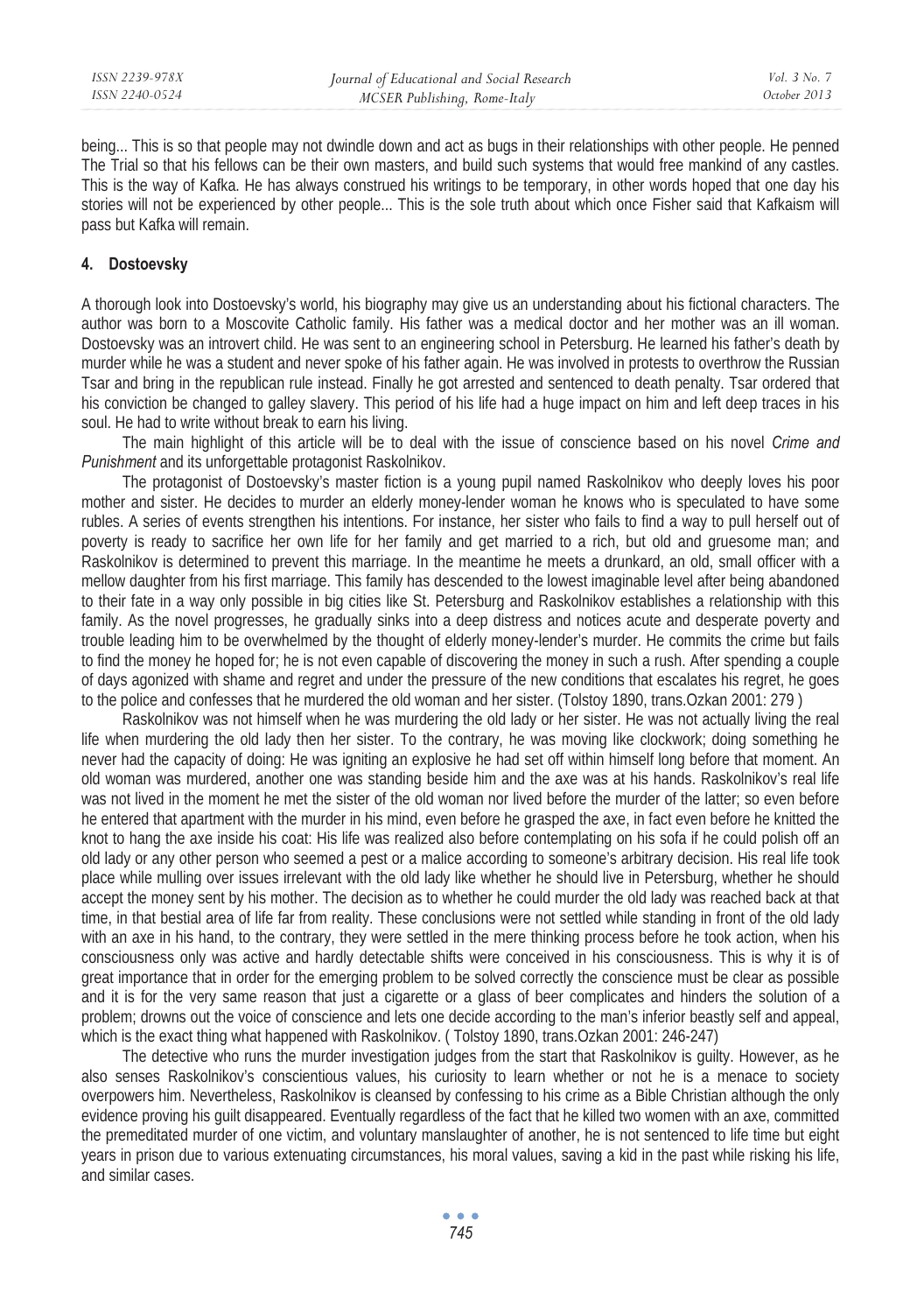being... This is so that people may not dwindle down and act as bugs in their relationships with other people. He penned The Trial so that his fellows can be their own masters, and build such systems that would free mankind of any castles. This is the way of Kafka. He has always construed his writings to be temporary, in other words hoped that one day his stories will not be experienced by other people... This is the sole truth about which once Fisher said that Kafkaism will pass but Kafka will remain.

## 4. Dostoevsky

A thorough look into Dostoevsky's world, his biography may give us an understanding about his fictional characters. The author was born to a Moscovite Catholic family. His father was a medical doctor and her mother was an ill woman. Dostoevsky was an introvert child. He was sent to an engineering school in Petersburg. He learned his father's death by murder while he was a student and never spoke of his father again. He was involved in protests to overthrow the Russian Tsar and bring in the republican rule instead. Finally he got arrested and sentenced to death penalty. Tsar ordered that his conviction be changed to galley slavery. This period of his life had a huge impact on him and left deep traces in his soul. He had to write without break to earn his living.

The main highlight of this article will be to deal with the issue of conscience based on his novel *Crime and Punishment* and its unforgettable protagonist Raskolnikov.

The protagonist of Dostoevsky's master fiction is a young pupil named Raskolnikov who deeply loves his poor mother and sister. He decides to murder an elderly money-lender woman he knows who is speculated to have some rubles. A series of events strengthen his intentions. For instance, her sister who fails to find a way to pull herself out of poverty is ready to sacrifice her own life for her family and get married to a rich, but old and gruesome man; and Raskolnikov is determined to prevent this marriage. In the meantime he meets a drunkard, an old, small officer with a mellow daughter from his first marriage. This family has descended to the lowest imaginable level after being abandoned to their fate in a way only possible in big cities like St. Petersburg and Raskolnikov establishes a relationship with this family. As the novel progresses, he gradually sinks into a deep distress and notices acute and desperate poverty and trouble leading him to be overwhelmed by the thought of elderly money-lender's murder. He commits the crime but fails to find the money he hoped for; he is not even capable of discovering the money in such a rush. After spending a couple of days agonized with shame and regret and under the pressure of the new conditions that escalates his regret, he goes to the police and confesses that he murdered the old woman and her sister. (Tolstoy 1890, trans.Ozkan 2001: 279 )

Raskolnikov was not himself when he was murdering the old lady or her sister. He was not actually living the real life when murdering the old lady then her sister. To the contrary, he was moving like clockwork; doing something he never had the capacity of doing: He was igniting an explosive he had set off within himself long before that moment. An old woman was murdered, another one was standing beside him and the axe was at his hands. Raskolnikov's real life was not lived in the moment he met the sister of the old woman nor lived before the murder of the latter; so even before he entered that apartment with the murder in his mind, even before he grasped the axe, in fact even before he knitted the knot to hang the axe inside his coat: His life was realized also before contemplating on his sofa if he could polish off an old lady or any other person who seemed a pest or a malice according to someone's arbitrary decision. His real life took place while mulling over issues irrelevant with the old lady like whether he should live in Petersburg, whether he should accept the money sent by his mother. The decision as to whether he could murder the old lady was reached back at that time, in that bestial area of life far from reality. These conclusions were not settled while standing in front of the old lady with an axe in his hand, to the contrary, they were settled in the mere thinking process before he took action, when his consciousness only was active and hardly detectable shifts were conceived in his consciousness. This is why it is of great importance that in order for the emerging problem to be solved correctly the conscience must be clear as possible and it is for the very same reason that just a cigarette or a glass of beer complicates and hinders the solution of a problem; drowns out the voice of conscience and lets one decide according to the man's inferior beastly self and appeal, which is the exact thing what happened with Raskolnikov. ( Tolstoy 1890, trans.Ozkan 2001: 246-247)

The detective who runs the murder investigation judges from the start that Raskolnikov is guilty. However, as he also senses Raskolnikov's conscientious values, his curiosity to learn whether or not he is a menace to society overpowers him. Nevertheless, Raskolnikov is cleansed by confessing to his crime as a Bible Christian although the only evidence proving his guilt disappeared. Eventually regardless of the fact that he killed two women with an axe, committed the premeditated murder of one victim, and voluntary manslaughter of another, he is not sentenced to life time but eight years in prison due to various extenuating circumstances, his moral values, saving a kid in the past while risking his life, and similar cases.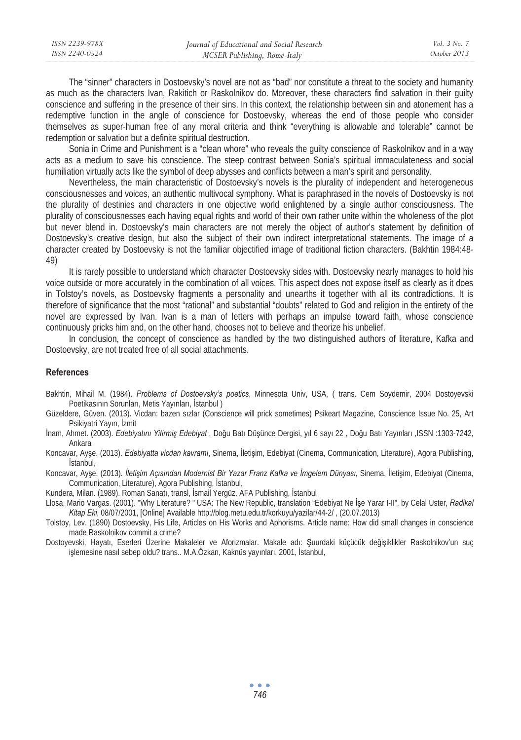The "sinner" characters in Dostoevsky's novel are not as "bad" nor constitute a threat to the society and humanity as much as the characters Ivan, Rakitich or Raskolnikov do. Moreover, these characters find salvation in their guilty conscience and suffering in the presence of their sins. In this context, the relationship between sin and atonement has a redemptive function in the angle of conscience for Dostoevsky, whereas the end of those people who consider themselves as super-human free of any moral criteria and think "everything is allowable and tolerable" cannot be redemption or salvation but a definite spiritual destruction.

Sonia in Crime and Punishment is a "clean whore" who reveals the guilty conscience of Raskolnikov and in a way acts as a medium to save his conscience. The steep contrast between Sonia's spiritual immaculateness and social humiliation virtually acts like the symbol of deep abysses and conflicts between a man's spirit and personality.

Nevertheless, the main characteristic of Dostoevsky's novels is the plurality of independent and heterogeneous consciousnesses and voices, an authentic multivocal symphony. What is paraphrased in the novels of Dostoevsky is not the plurality of destinies and characters in one objective world enlightened by a single author consciousness. The plurality of consciousnesses each having equal rights and world of their own rather unite within the wholeness of the plot but never blend in. Dostoevsky's main characters are not merely the object of author's statement by definition of Dostoevsky's creative design, but also the subject of their own indirect interpretational statements. The image of a character created by Dostoevsky is not the familiar objectified image of traditional fiction characters. (Bakhtin 1984:48-49)

It is rarely possible to understand which character Dostoevsky sides with. Dostoevsky nearly manages to hold his voice outside or more accurately in the combination of all voices. This aspect does not expose itself as clearly as it does in Tolstoy's novels, as Dostoevsky fragments a personality and unearths it together with all its contradictions. It is therefore of significance that the most "rational" and substantial "doubts" related to God and religion in the entirety of the novel are expressed by Ivan. Ivan is a man of letters with perhaps an impulse toward faith, whose conscience continuously pricks him and, on the other hand, chooses not to believe and theorize his unbelief.

In conclusion, the concept of conscience as handled by the two distinguished authors of literature, Kafka and Dostoevsky, are not treated free of all social attachments.

## References

Bakhtin, Mihail M. (1984). *Problems of Dostoevsky's poetics*, Minnesota Univ, USA, ( trans. Cem Soydemir, 2004 Dostoyevski Poetikasının Sorunları, Metis Yayınları, İstanbul )

Güzeldere, Güven. (2013). Vicdan: bazen sızlar (Conscience will prick sometimes) Psikeart Magazine, Conscience Issue No. 25, Art Psikiyatri Yayın, İzmit

İnam, Ahmet. (2003). *Edebiyatını Yitirmiş Edebiyat* , Doğu Batı Düşünce Dergisi, yıl 6 sayı 22 , Doğu Batı Yayınları ,ISSN :1303-7242, Ankara

Koncavar, Ayşe. (2013). *Edebiyatta vicdan kavramı*, Sinema, İletişim, Edebiyat (Cinema, Communication, Literature), Agora Publishing, İstanbul,

Koncavar, Ayşe. (2013). *İletişim Açısından Modernist Bir Yazar Franz Kafka ve İmgelem Dünyası*, Sinema, İletişim, Edebiyat (Cinema, Communication, Literature), Agora Publishing, İstanbul,

Kundera, Milan. (1989). Roman Sanatı, transl, İsmail Yergüz. AFA Publishing, İstanbul

Llosa, Mario Vargas. (2001). "Why Literature? " USA: The New Republic, translation "Edebiyat Ne İşe Yarar I-II", by Celal Uster, *Radikal Kitap Eki*, 08/07/2001, [Online] Available http://blog.metu.edu.tr/korkuyu/yazilar/44-2/ , (20.07.2013)

Tolstoy, Lev. (1890) Dostoevsky, His Life, Articles on His Works and Aphorisms. Article name: How did small changes in conscience made Raskolnikov commit a crime?

Dostoyevski, Hayatı, Eserleri Üzerine Makaleler ve Aforizmalar. Makale adı: Şuurdaki küçücük değişiklikler Raskolnikov'un suç işlemesine nasıl sebep oldu? trans.. M.A.Özkan, Kaknüs yayınları, 2001, İstanbul,